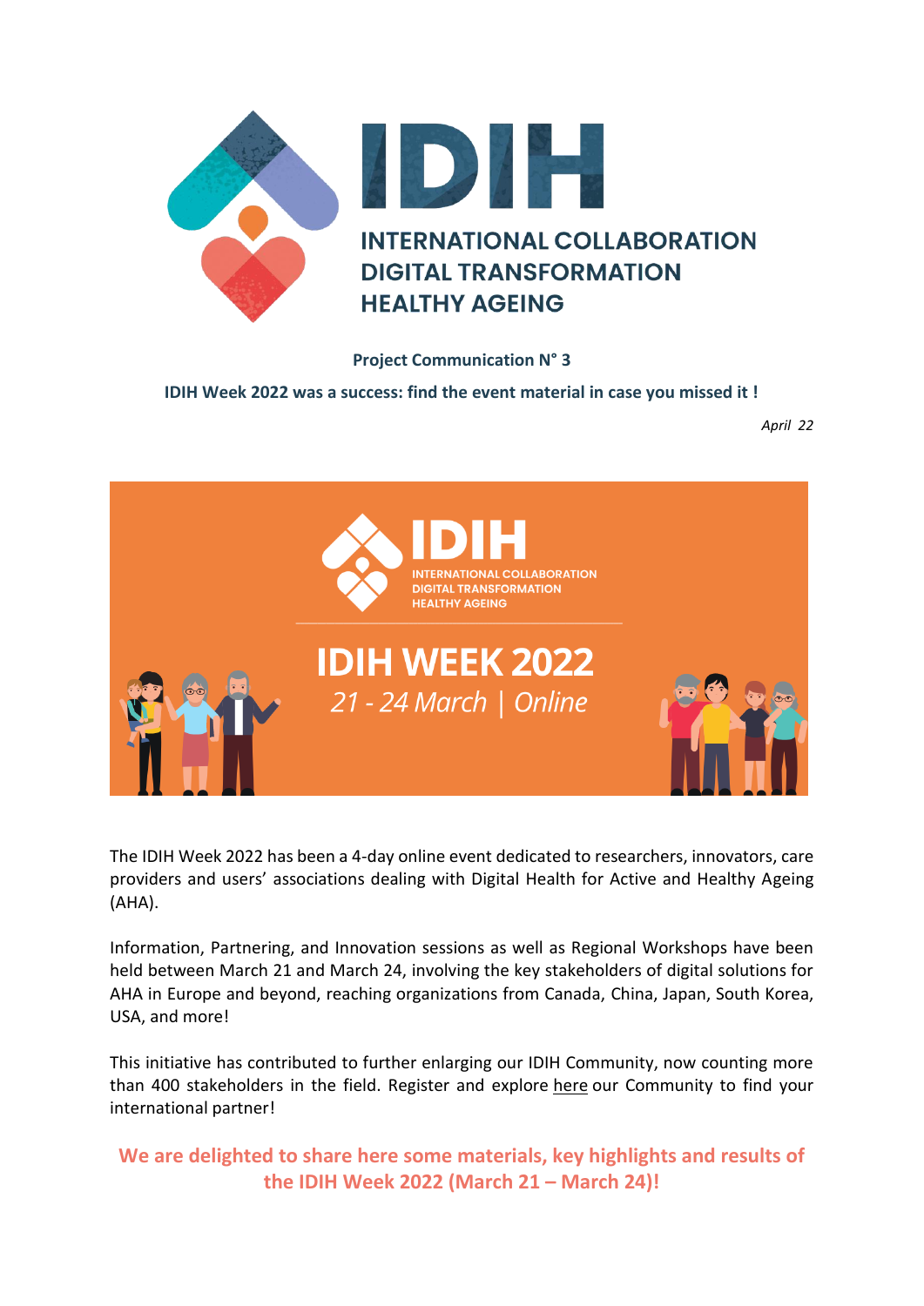# IDIH

INTERNATIONAL COLLABORATION
DIGITAL TRANSFORMATION
HEALTHY AGEING

**Project Communication N° 3**

**IDIH Week 2022 was a success: find the event material in case you missed it !**

*April 22*

IDIH
INTERNATIONAL COLLABORATION
DIGITAL TRANSFORMATION
HEALTHY AGEING

**IDIH WEEK 2022**

*21 - 24 March | Online*

The IDIH Week 2022 has been a 4-day online event dedicated to researchers, innovators, care providers and users' associations dealing with Digital Health for Active and Healthy Ageing (AHA).

Information, Partnering, and Innovation sessions as well as Regional Workshops have been held between March 21 and March 24, involving the key stakeholders of digital solutions for AHA in Europe and beyond, reaching organizations from Canada, China, Japan, South Korea, USA, and more!

This initiative has contributed to further enlarging our IDIH Community, now counting more than 400 stakeholders in the field. Register and explore here our Community to find your international partner!

**We are delighted to share here some materials, key highlights and results of the IDIH Week 2022 (March 21 – March 24)!**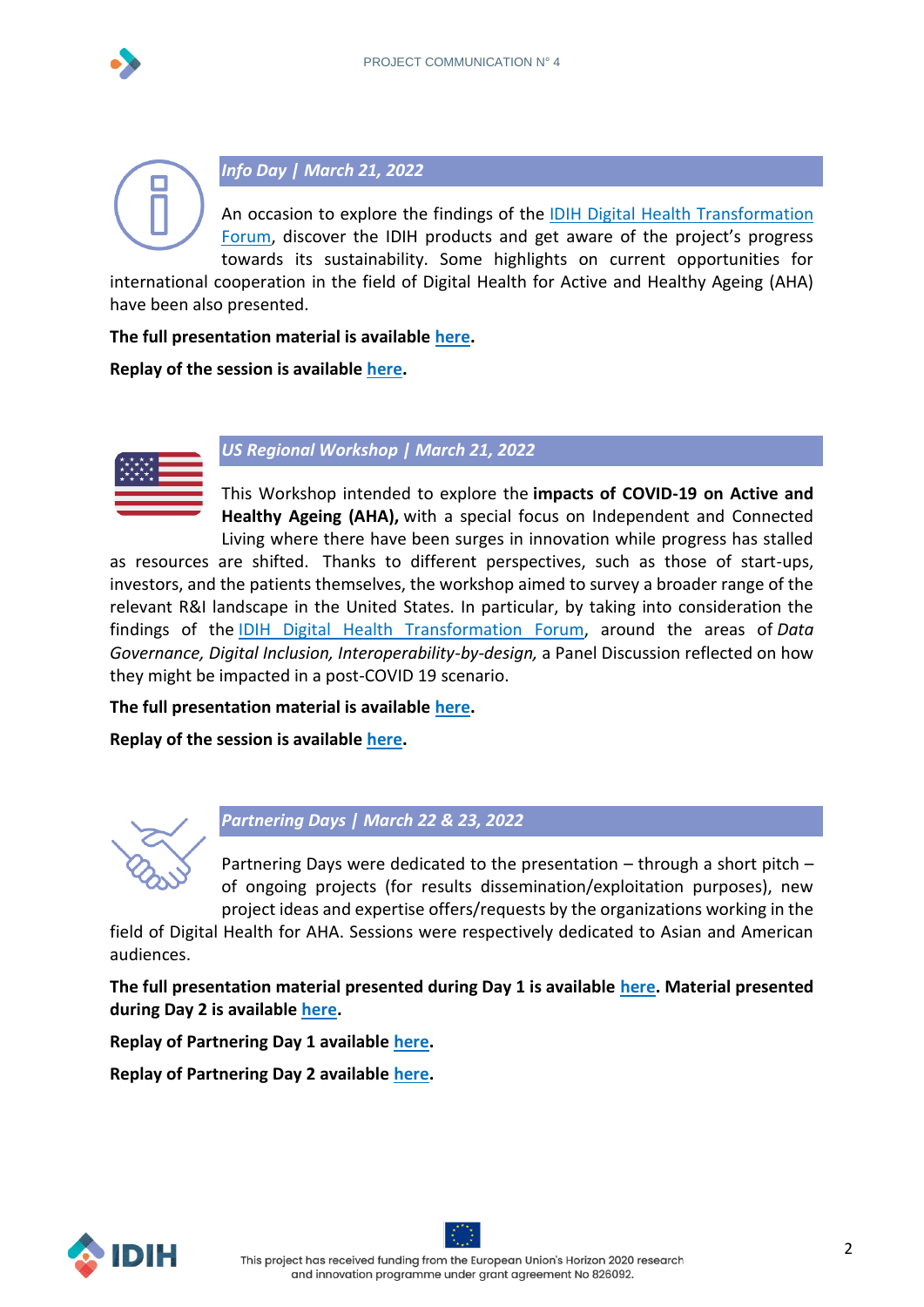## *Info Day | March 21, 2022*

An occasion to explore the findings of the IDIH Digital Health Transformation Forum, discover the IDIH products and get aware of the project's progress towards its sustainability. Some highlights on current opportunities for international cooperation in the field of Digital Health for Active and Healthy Ageing (AHA) have been also presented.

**The full presentation material is available here.**

**Replay of the session is available here.**

## *US Regional Workshop | March 21, 2022*

This Workshop intended to explore the **impacts of COVID-19 on Active and Healthy Ageing (AHA),** with a special focus on Independent and Connected Living where there have been surges in innovation while progress has stalled as resources are shifted. Thanks to different perspectives, such as those of start-ups, investors, and the patients themselves, the workshop aimed to survey a broader range of the relevant R&I landscape in the United States. In particular, by taking into consideration the findings of the IDIH Digital Health Transformation Forum, around the areas of *Data Governance, Digital Inclusion, Interoperability-by-design,* a Panel Discussion reflected on how they might be impacted in a post-COVID 19 scenario.

**The full presentation material is available here.**

**Replay of the session is available here.**

## *Partnering Days | March 22 & 23, 2022*

Partnering Days were dedicated to the presentation – through a short pitch – of ongoing projects (for results dissemination/exploitation purposes), new project ideas and expertise offers/requests by the organizations working in the field of Digital Health for AHA. Sessions were respectively dedicated to Asian and American audiences.

**The full presentation material presented during Day 1 is available here. Material presented during Day 2 is available here.**

**Replay of Partnering Day 1 available here.**

**Replay of Partnering Day 2 available here.**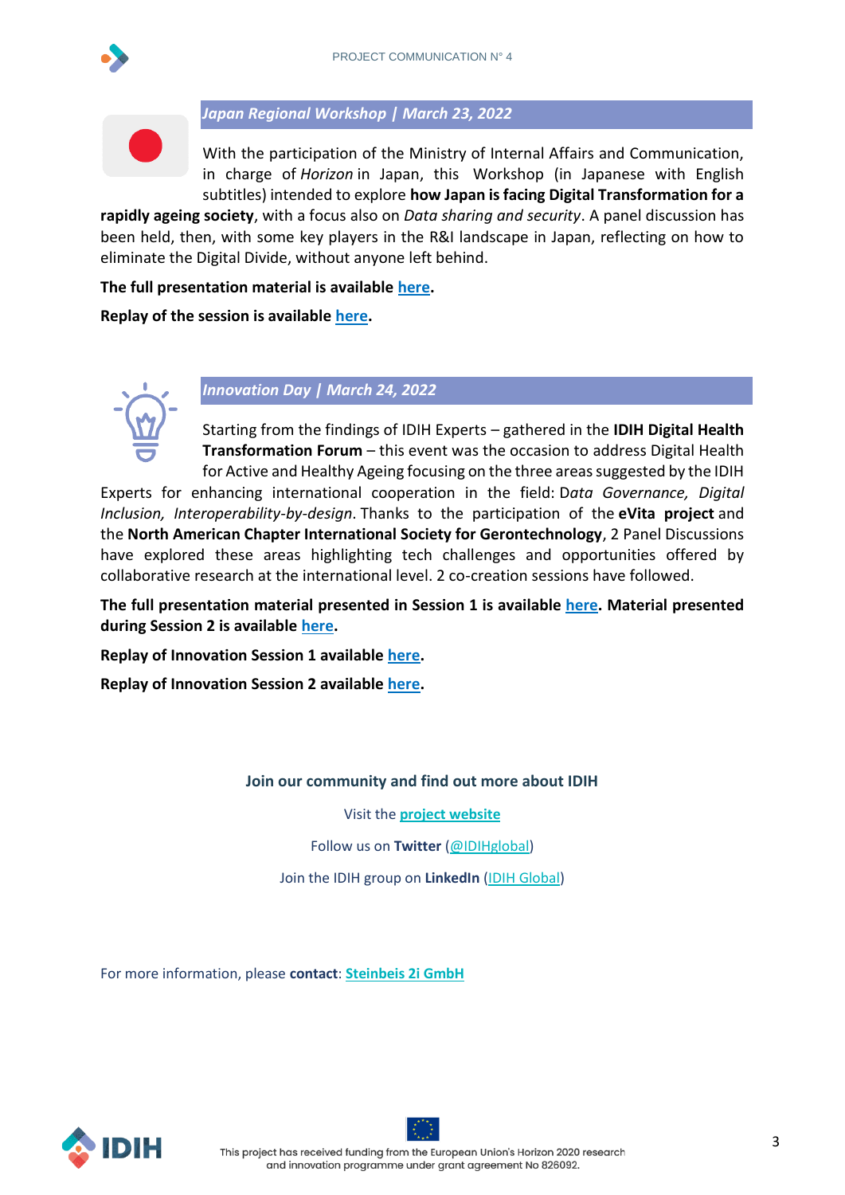### *Japan Regional Workshop | March 23, 2022*

With the participation of the Ministry of Internal Affairs and Communication, in charge of *Horizon* in Japan, this Workshop (in Japanese with English subtitles) intended to explore **how Japan is facing Digital Transformation for a rapidly ageing society**, with a focus also on *Data sharing and security*. A panel discussion has been held, then, with some key players in the R&I landscape in Japan, reflecting on how to eliminate the Digital Divide, without anyone left behind.

**The full presentation material is available here.**

**Replay of the session is available here.**

### *Innovation Day | March 24, 2022*

Starting from the findings of IDIH Experts – gathered in the **IDIH Digital Health Transformation Forum** – this event was the occasion to address Digital Health for Active and Healthy Ageing focusing on the three areas suggested by the IDIH Experts for enhancing international cooperation in the field: D*ata Governance, Digital Inclusion, Interoperability-by-design*. Thanks to the participation of the **eVita project** and the **North American Chapter International Society for Gerontechnology**, 2 Panel Discussions have explored these areas highlighting tech challenges and opportunities offered by collaborative research at the international level. 2 co-creation sessions have followed.

**The full presentation material presented in Session 1 is available here. Material presented during Session 2 is available here.**

**Replay of Innovation Session 1 available here.**

**Replay of Innovation Session 2 available here.**

**Join our community and find out more about IDIH**

Visit the **project website**

Follow us on **Twitter** (@IDIHglobal)

Join the IDIH group on **LinkedIn** (IDIH Global)

For more information, please **contact**: **Steinbeis 2i GmbH**

This project has received funding from the European Union's Horizon 2020 research and innovation programme under grant agreement No 826092.